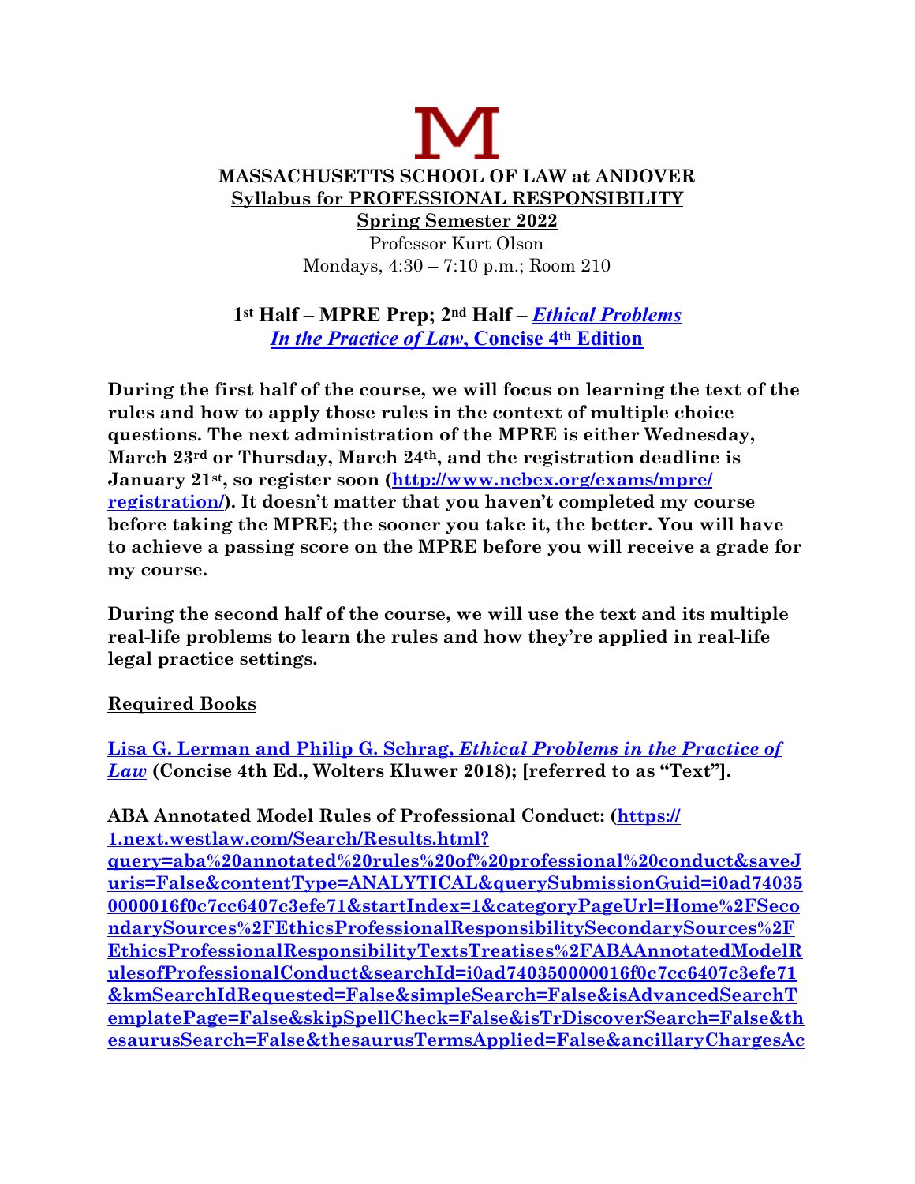# M

**MASSACHUSETTS SCHOOL OF LAW at ANDOVER**
**Syllabus for PROFESSIONAL RESPONSIBILITY**
**Spring Semester 2022**
Professor Kurt Olson
Mondays, 4:30 – 7:10 p.m.; Room 210

## 1st Half – MPRE Prep; 2nd Half – *Ethical Problems In the Practice of Law*, Concise 4th Edition

**During the first half of the course, we will focus on learning the text of the rules and how to apply those rules in the context of multiple choice questions. The next administration of the MPRE is either Wednesday, March 23rd or Thursday, March 24th, and the registration deadline is January 21st, so register soon (http://www.ncbex.org/exams/mpre/registration/). It doesn't matter that you haven't completed my course before taking the MPRE; the sooner you take it, the better. You will have to achieve a passing score on the MPRE before you will receive a grade for my course.**

**During the second half of the course, we will use the text and its multiple real-life problems to learn the rules and how they're applied in real-life legal practice settings.**

**Required Books**

**Lisa G. Lerman and Philip G. Schrag, *Ethical Problems in the Practice of Law* (Concise 4th Ed., Wolters Kluwer 2018); [referred to as "Text"].**

**ABA Annotated Model Rules of Professional Conduct: (https://1.next.westlaw.com/Search/Results.html?query=aba%20annotated%20rules%20of%20professional%20conduct&saveJuris=False&contentType=ANALYTICAL&querySubmissionGuid=i0ad740350000016f0c7cc6407c3efe71&startIndex=1&categoryPageUrl=Home%2FSecondarySources%2FEthicsProfessionalResponsibilitySecondarySources%2FEthicsProfessionalResponsibilityTextsTreatises%2FABAAnnotatedModelRulesofProfessionalConduct&searchId=i0ad740350000016f0c7cc6407c3efe71&kmSearchIdRequested=False&simpleSearch=False&isAdvancedSearchTemplatePage=False&skipSpellCheck=False&isTrDiscoverSearch=False&thesaurusSearch=False&thesaurusTermsApplied=False&ancillaryChargesAc**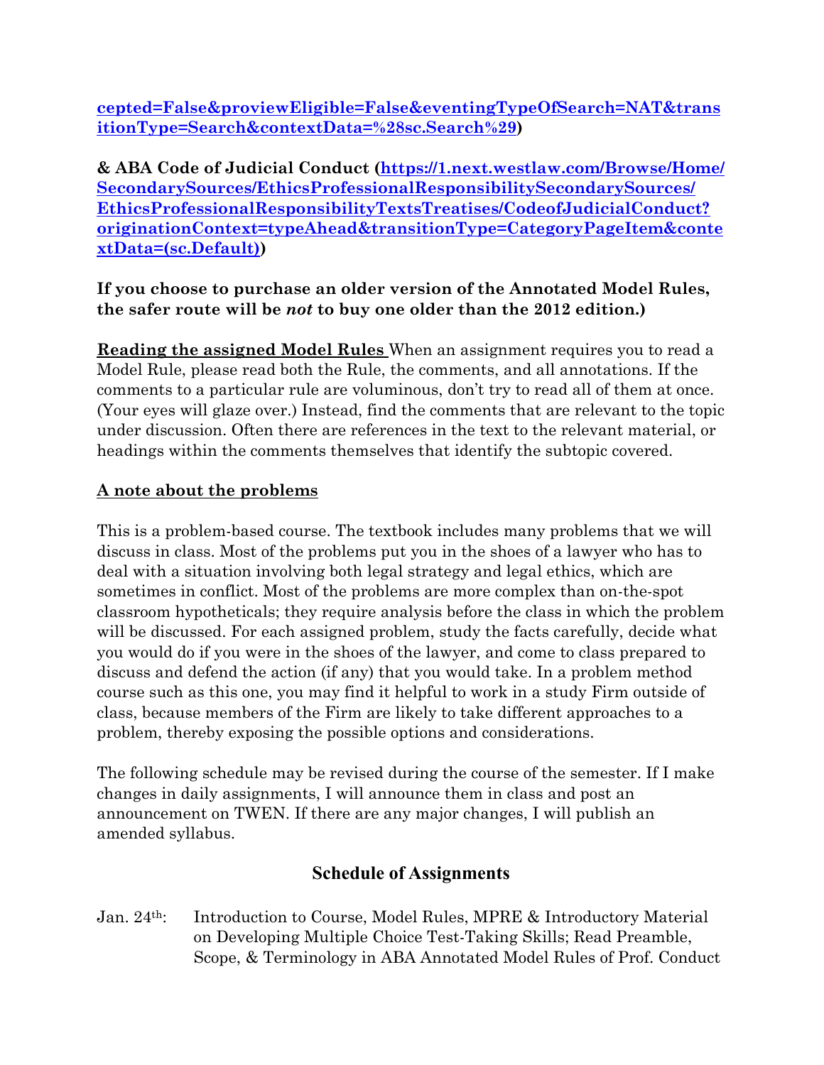**cepted=False&proviewEligible=False&eventingTypeOfSearch=NAT&transitionType=Search&contextData=%28sc.Search%29)**

**& ABA Code of Judicial Conduct (https://1.next.westlaw.com/Browse/Home/SecondarySources/EthicsProfessionalResponsibilitySecondarySources/EthicsProfessionalResponsibilityTextsTreatises/CodeofJudicialConduct?originationContext=typeAhead&transitionType=CategoryPageItem&contextData=(sc.Default))**

**If you choose to purchase an older version of the Annotated Model Rules, the safer route will be *not* to buy one older than the 2012 edition.)**

**Reading the assigned Model Rules** When an assignment requires you to read a Model Rule, please read both the Rule, the comments, and all annotations. If the comments to a particular rule are voluminous, don't try to read all of them at once. (Your eyes will glaze over.) Instead, find the comments that are relevant to the topic under discussion. Often there are references in the text to the relevant material, or headings within the comments themselves that identify the subtopic covered.

**A note about the problems**

This is a problem-based course. The textbook includes many problems that we will discuss in class. Most of the problems put you in the shoes of a lawyer who has to deal with a situation involving both legal strategy and legal ethics, which are sometimes in conflict. Most of the problems are more complex than on-the-spot classroom hypotheticals; they require analysis before the class in which the problem will be discussed. For each assigned problem, study the facts carefully, decide what you would do if you were in the shoes of the lawyer, and come to class prepared to discuss and defend the action (if any) that you would take. In a problem method course such as this one, you may find it helpful to work in a study Firm outside of class, because members of the Firm are likely to take different approaches to a problem, thereby exposing the possible options and considerations.

The following schedule may be revised during the course of the semester. If I make changes in daily assignments, I will announce them in class and post an announcement on TWEN. If there are any major changes, I will publish an amended syllabus.

## Schedule of Assignments

Jan. 24th: Introduction to Course, Model Rules, MPRE & Introductory Material on Developing Multiple Choice Test-Taking Skills; Read Preamble, Scope, & Terminology in ABA Annotated Model Rules of Prof. Conduct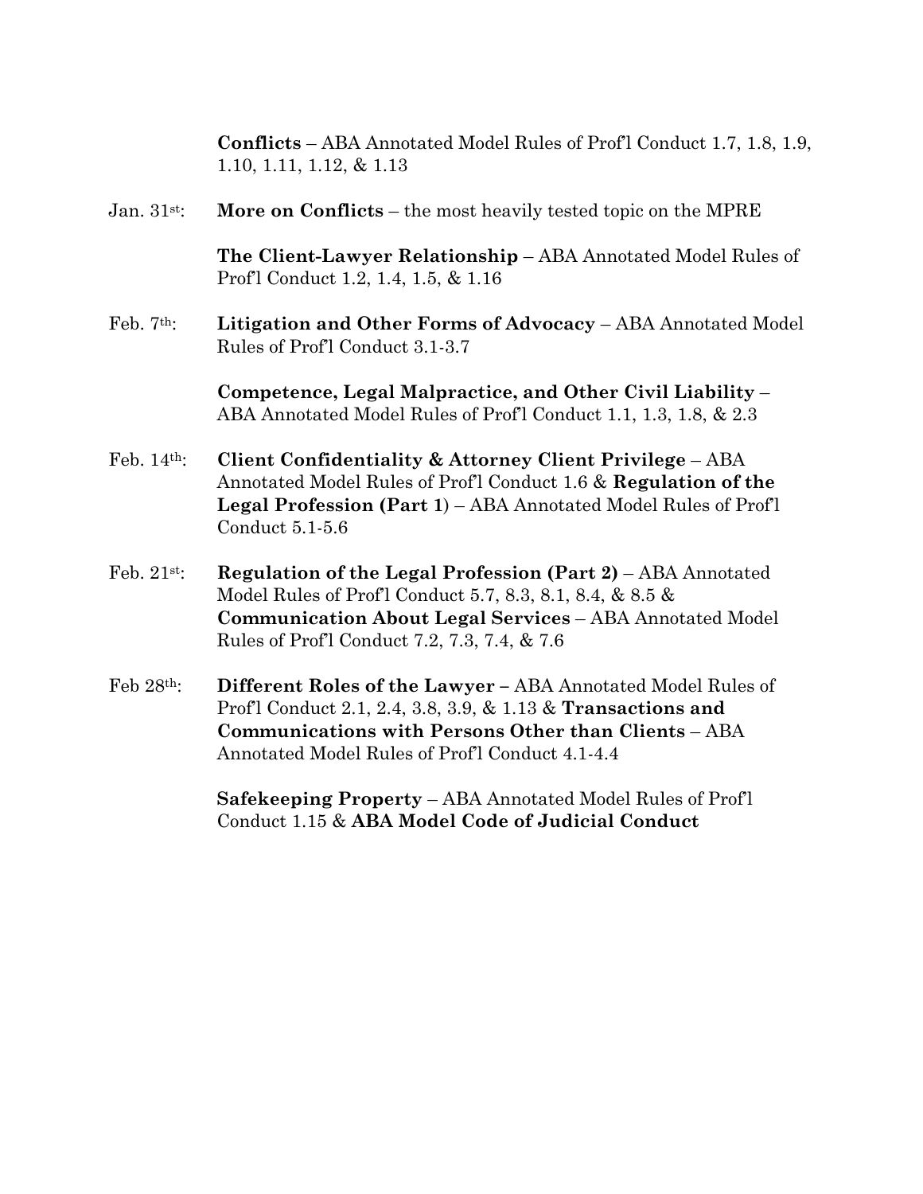**Conflicts** – ABA Annotated Model Rules of Prof'l Conduct 1.7, 1.8, 1.9, 1.10, 1.11, 1.12, & 1.13

Jan. 31st: **More on Conflicts** – the most heavily tested topic on the MPRE

**The Client-Lawyer Relationship** – ABA Annotated Model Rules of Prof'l Conduct 1.2, 1.4, 1.5, & 1.16

Feb. 7th: **Litigation and Other Forms of Advocacy** – ABA Annotated Model Rules of Prof'l Conduct 3.1-3.7

**Competence, Legal Malpractice, and Other Civil Liability** – ABA Annotated Model Rules of Prof'l Conduct 1.1, 1.3, 1.8, & 2.3

Feb. 14th: **Client Confidentiality & Attorney Client Privilege** – ABA Annotated Model Rules of Prof'l Conduct 1.6 & **Regulation of the Legal Profession (Part 1)** – ABA Annotated Model Rules of Prof'l Conduct 5.1-5.6

Feb. 21st: **Regulation of the Legal Profession (Part 2)** – ABA Annotated Model Rules of Prof'l Conduct 5.7, 8.3, 8.1, 8.4, & 8.5 & **Communication About Legal Services** – ABA Annotated Model Rules of Prof'l Conduct 7.2, 7.3, 7.4, & 7.6

Feb 28th: **Different Roles of the Lawyer** – ABA Annotated Model Rules of Prof'l Conduct 2.1, 2.4, 3.8, 3.9, & 1.13 & **Transactions and Communications with Persons Other than Clients** – ABA Annotated Model Rules of Prof'l Conduct 4.1-4.4

**Safekeeping Property** – ABA Annotated Model Rules of Prof'l Conduct 1.15 & **ABA Model Code of Judicial Conduct**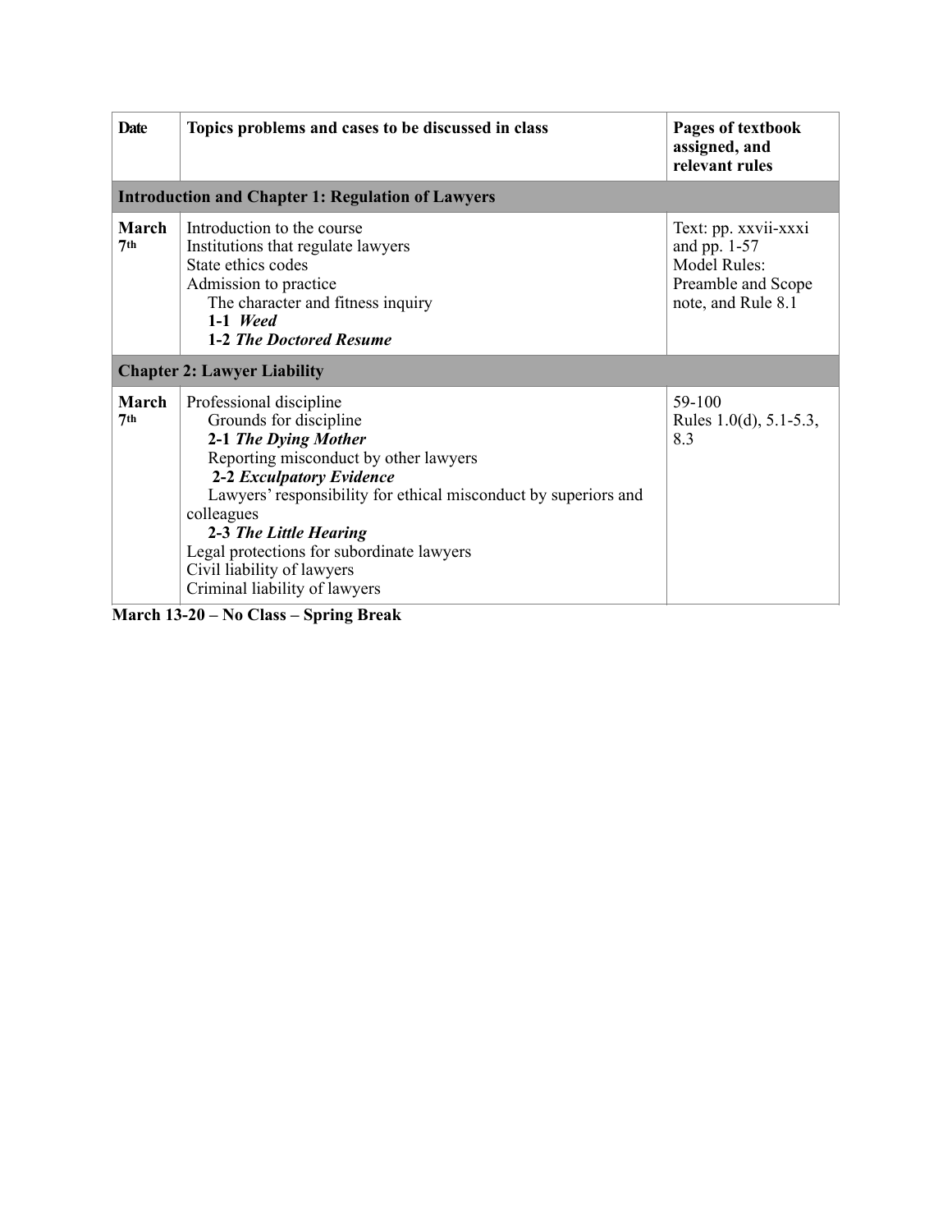| Date | Topics problems and cases to be discussed in class | Pages of textbook assigned, and relevant rules |
|---|---|---|
| **Introduction and Chapter 1: Regulation of Lawyers** | | |
| **March 7th** | Introduction to the course<br>Institutions that regulate lawyers<br>State ethics codes<br>Admission to practice<br>The character and fitness inquiry<br>**1-1 *Weed***<br>**1-2 *The Doctored Resume*** | Text: pp. xxvii-xxxi and pp. 1-57<br>Model Rules: Preamble and Scope note, and Rule 8.1 |
| **Chapter 2: Lawyer Liability** | | |
| **March 7th** | Professional discipline<br>Grounds for discipline<br>**2-1 *The Dying Mother***<br>Reporting misconduct by other lawyers<br>**2-2 *Exculpatory Evidence***<br>Lawyers' responsibility for ethical misconduct by superiors and colleagues<br>**2-3 *The Little Hearing***<br>Legal protections for subordinate lawyers<br>Civil liability of lawyers<br>Criminal liability of lawyers | 59-100<br>Rules 1.0(d), 5.1-5.3, 8.3 |

**March 13-20 – No Class – Spring Break**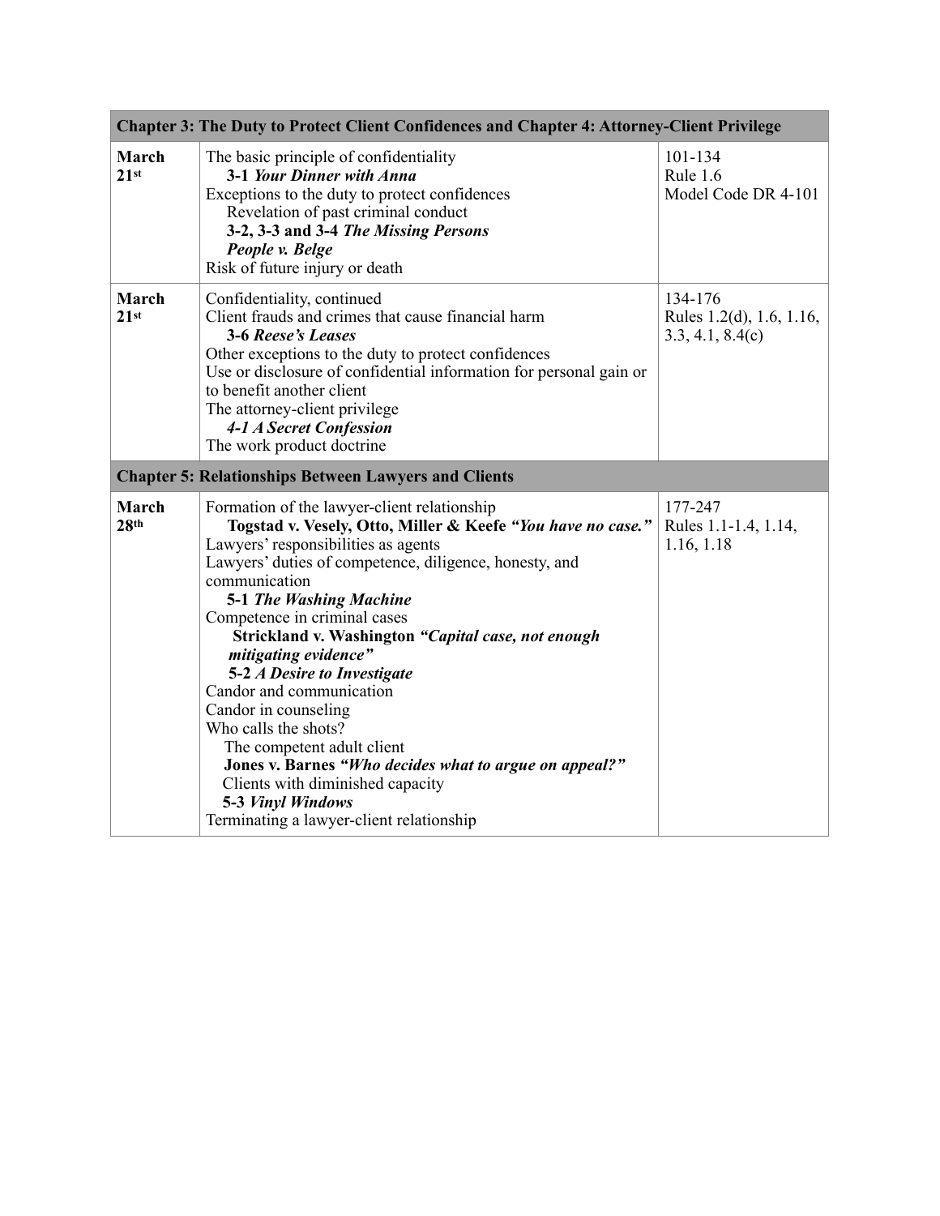| **Chapter 3: The Duty to Protect Client Confidences and Chapter 4: Attorney-Client Privilege** | | |
|---|---|---|
| **March 21st** | The basic principle of confidentiality<br>**3-1 *Your Dinner with Anna***<br>Exceptions to the duty to protect confidences<br>Revelation of past criminal conduct<br>**3-2, 3-3 and 3-4 *The Missing Persons***<br>***People v. Belge***<br>Risk of future injury or death | 101-134<br>Rule 1.6<br>Model Code DR 4-101 |
| **March 21st** | Confidentiality, continued<br>Client frauds and crimes that cause financial harm<br>**3-6 *Reese's Leases***<br>Other exceptions to the duty to protect confidences<br>Use or disclosure of confidential information for personal gain or to benefit another client<br>The attorney-client privilege<br>***4-1 A Secret Confession***<br>The work product doctrine | 134-176<br>Rules 1.2(d), 1.6, 1.16, 3.3, 4.1, 8.4(c) |
| **Chapter 5: Relationships Between Lawyers and Clients** | | |
| **March 28th** | Formation of the lawyer-client relationship<br>**Togstad v. Vesely, Otto, Miller & Keefe *"You have no case."***<br>Lawyers' responsibilities as agents<br>Lawyers' duties of competence, diligence, honesty, and communication<br>**5-1 *The Washing Machine***<br>Competence in criminal cases<br>**Strickland v. Washington *"Capital case, not enough mitigating evidence"***<br>**5-2 *A Desire to Investigate***<br>Candor and communication<br>Candor in counseling<br>Who calls the shots?<br>The competent adult client<br>**Jones v. Barnes *"Who decides what to argue on appeal?"***<br>Clients with diminished capacity<br>**5-3 *Vinyl Windows***<br>Terminating a lawyer-client relationship | 177-247<br>Rules 1.1-1.4, 1.14, 1.16, 1.18 |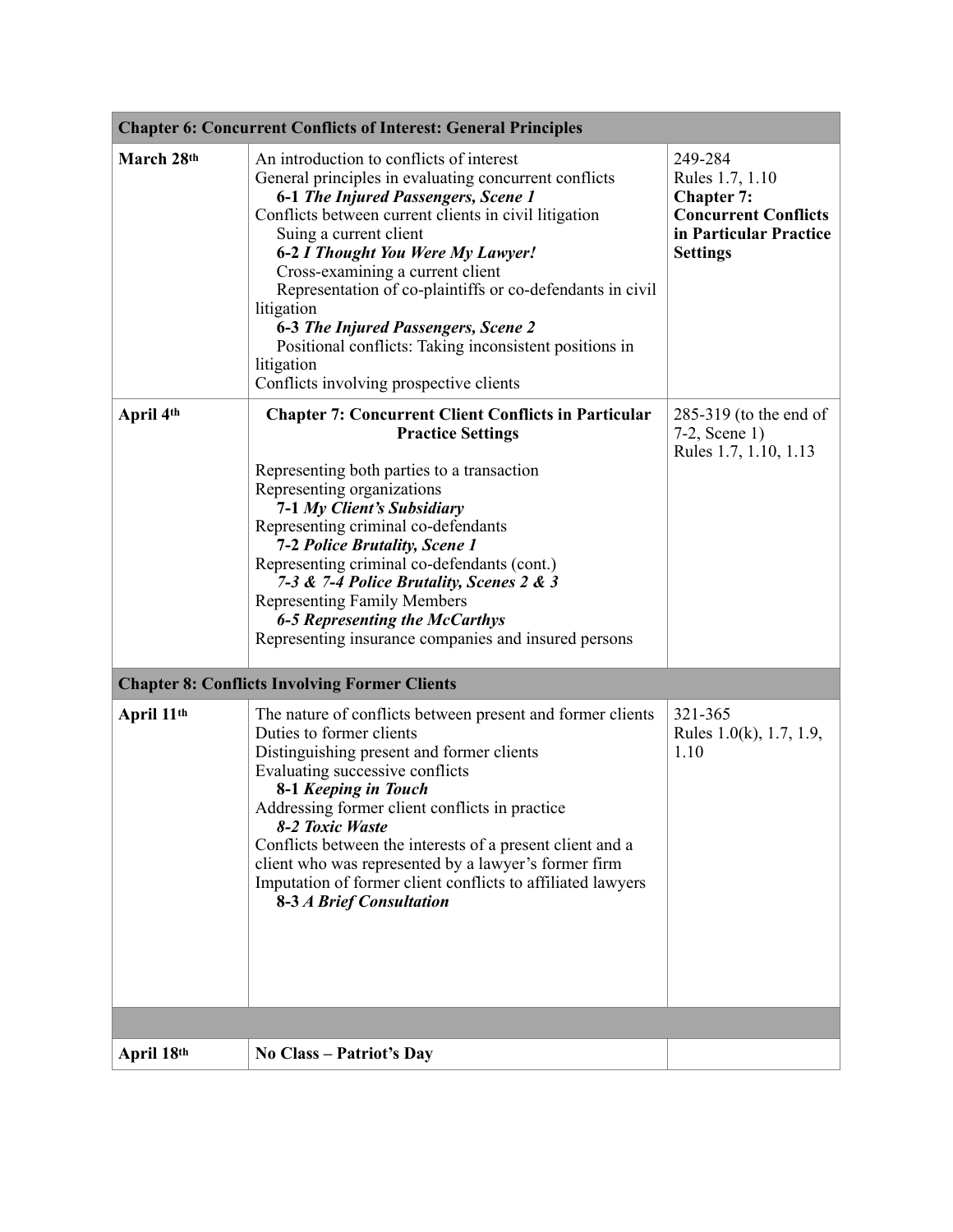| **Chapter 6: Concurrent Conflicts of Interest: General Principles** | | |
|---|---|---|
| **March 28th** | An introduction to conflicts of interest<br>General principles in evaluating concurrent conflicts<br>**6-1** ***The Injured Passengers, Scene 1***<br>Conflicts between current clients in civil litigation<br>Suing a current client<br>**6-2** ***I Thought You Were My Lawyer!***<br>Cross-examining a current client<br>Representation of co-plaintiffs or co-defendants in civil litigation<br>**6-3** ***The Injured Passengers, Scene 2***<br>Positional conflicts: Taking inconsistent positions in litigation<br>Conflicts involving prospective clients | 249-284<br>Rules 1.7, 1.10<br>**Chapter 7: Concurrent Conflicts in Particular Practice Settings** |
| **April 4th** | **Chapter 7: Concurrent Client Conflicts in Particular Practice Settings**<br><br>Representing both parties to a transaction<br>Representing organizations<br>**7-1** ***My Client's Subsidiary***<br>Representing criminal co-defendants<br>**7-2** ***Police Brutality, Scene 1***<br>Representing criminal co-defendants (cont.)<br>***7-3 & 7-4 Police Brutality, Scenes 2 & 3***<br>Representing Family Members<br>***6-5 Representing the McCarthys***<br>Representing insurance companies and insured persons | 285-319 (to the end of 7-2, Scene 1)<br>Rules 1.7, 1.10, 1.13 |
| **Chapter 8: Conflicts Involving Former Clients** | | |
| **April 11th** | The nature of conflicts between present and former clients<br>Duties to former clients<br>Distinguishing present and former clients<br>Evaluating successive conflicts<br>**8-1** ***Keeping in Touch***<br>Addressing former client conflicts in practice<br>***8-2 Toxic Waste***<br>Conflicts between the interests of a present client and a client who was represented by a lawyer's former firm<br>Imputation of former client conflicts to affiliated lawyers<br>**8-3** ***A Brief Consultation*** | 321-365<br>Rules 1.0(k), 1.7, 1.9, 1.10 |
| | | |
| **April 18th** | **No Class – Patriot's Day** | |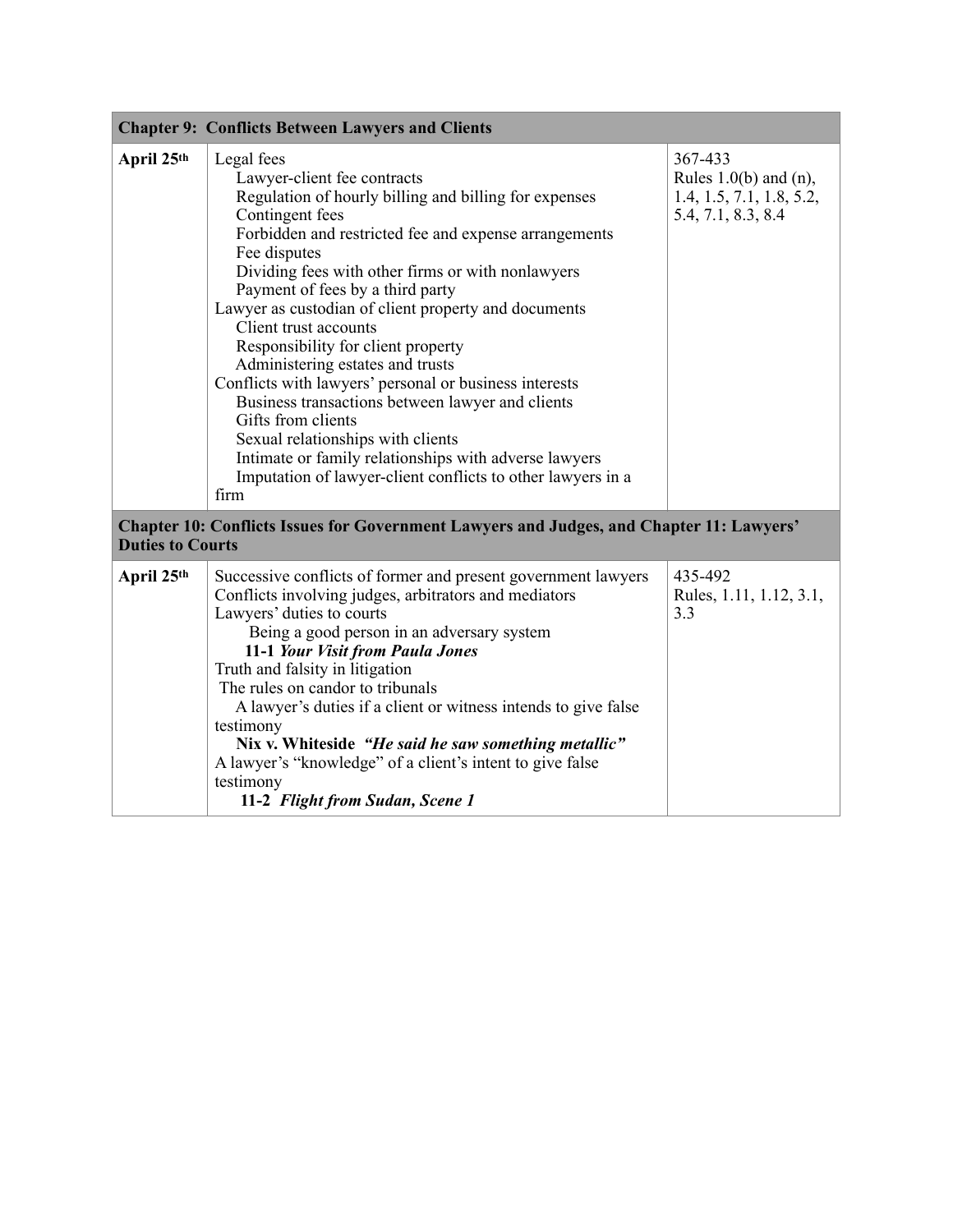| **Chapter 9: Conflicts Between Lawyers and Clients** | | |
|---|---|---|
| **April 25th** | Legal fees<br>Lawyer-client fee contracts<br>Regulation of hourly billing and billing for expenses<br>Contingent fees<br>Forbidden and restricted fee and expense arrangements<br>Fee disputes<br>Dividing fees with other firms or with nonlawyers<br>Payment of fees by a third party<br>Lawyer as custodian of client property and documents<br>Client trust accounts<br>Responsibility for client property<br>Administering estates and trusts<br>Conflicts with lawyers' personal or business interests<br>Business transactions between lawyer and clients<br>Gifts from clients<br>Sexual relationships with clients<br>Intimate or family relationships with adverse lawyers<br>Imputation of lawyer-client conflicts to other lawyers in a firm | 367-433<br>Rules 1.0(b) and (n), 1.4, 1.5, 7.1, 1.8, 5.2, 5.4, 7.1, 8.3, 8.4 |
| **Chapter 10: Conflicts Issues for Government Lawyers and Judges, and Chapter 11: Lawyers' Duties to Courts** | | |
| **April 25th** | Successive conflicts of former and present government lawyers<br>Conflicts involving judges, arbitrators and mediators<br>Lawyers' duties to courts<br>Being a good person in an adversary system<br>**11-1 *Your Visit from Paula Jones***<br>Truth and falsity in litigation<br>The rules on candor to tribunals<br>A lawyer's duties if a client or witness intends to give false testimony<br>**Nix v. Whiteside *"He said he saw something metallic"***<br>A lawyer's "knowledge" of a client's intent to give false testimony<br>**11-2 *Flight from Sudan, Scene 1*** | 435-492<br>Rules, 1.11, 1.12, 3.1, 3.3 |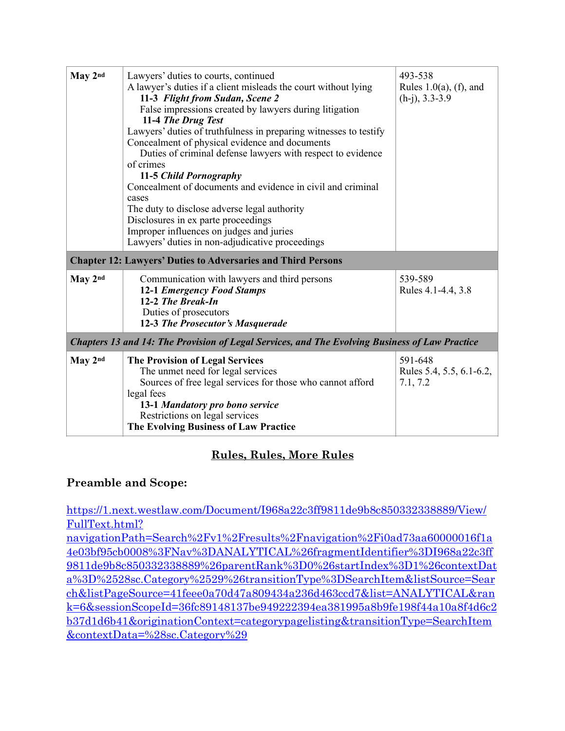| | | |
|---|---|---|
| **May 2nd** | Lawyers' duties to courts, continued<br>A lawyer's duties if a client misleads the court without lying<br>**11-3 *Flight from Sudan, Scene 2***<br>False impressions created by lawyers during litigation<br>**11-4 *The Drug Test***<br>Lawyers' duties of truthfulness in preparing witnesses to testify<br>Concealment of physical evidence and documents<br>Duties of criminal defense lawyers with respect to evidence of crimes<br>**11-5 *Child Pornography***<br>Concealment of documents and evidence in civil and criminal cases<br>The duty to disclose adverse legal authority<br>Disclosures in ex parte proceedings<br>Improper influences on judges and juries<br>Lawyers' duties in non-adjudicative proceedings | 493-538<br>Rules 1.0(a), (f), and (h-j), 3.3-3.9 |
| **Chapter 12: Lawyers' Duties to Adversaries and Third Persons** | | |
| **May 2nd** | Communication with lawyers and third persons<br>**12-1 *Emergency Food Stamps***<br>**12-2 *The Break-In***<br>Duties of prosecutors<br>**12-3 *The Prosecutor's Masquerade*** | 539-589<br>Rules 4.1-4.4, 3.8 |
| ***Chapters 13 and 14: The Provision of Legal Services, and The Evolving Business of Law Practice*** | | |
| **May 2nd** | **The Provision of Legal Services**<br>The unmet need for legal services<br>Sources of free legal services for those who cannot afford legal fees<br>**13-1 *Mandatory pro bono service***<br>Restrictions on legal services<br>**The Evolving Business of Law Practice** | 591-648<br>Rules 5.4, 5.5, 6.1-6.2, 7.1, 7.2 |

## Rules, Rules, More Rules

### Preamble and Scope:

https://1.next.westlaw.com/Document/I968a22c3ff9811de9b8c850332338889/View/FullText.html?navigationPath=Search%2Fv1%2Fresults%2Fnavigation%2Fi0ad73aa60000016f1a4e03bf95cb0008%3FNav%3DANALYTICAL%26fragmentIdentifier%3DI968a22c3ff9811de9b8c850332338889%26parentRank%3D0%26startIndex%3D1%26contextData%3D%2528sc.Category%2529%26transitionType%3DSearchItem&listSource=Search&listPageSource=41feee0a70d47a809434a236d463ccd7&list=ANALYTICAL&rank=6&sessionScopeId=36fc89148137be949222394ea381995a8b9fe198f44a10a8f4d6c2b37d1d6b41&originationContext=categorypagelisting&transitionType=SearchItem&contextData=%28sc.Category%29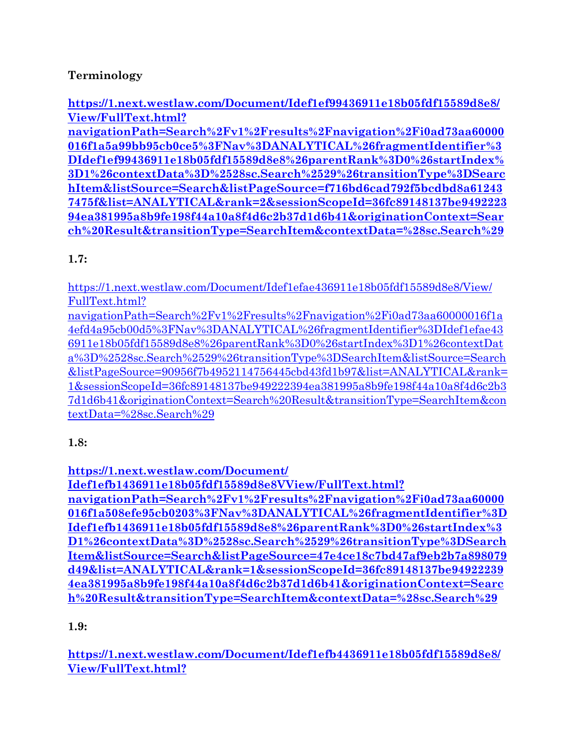**Terminology**

**https://1.next.westlaw.com/Document/Idef1ef99436911e18b05fdf15589d8e8/View/FullText.html?navigationPath=Search%2Fv1%2Fresults%2Fnavigation%2Fi0ad73aa60000016f1a5a99bb95cb0ce5%3FNav%3DANALYTICAL%26fragmentIdentifier%3DIdef1ef99436911e18b05fdf15589d8e8%26parentRank%3D0%26startIndex%3D1%26contextData%3D%2528sc.Search%2529%26transitionType%3DSearchItem&listSource=Search&listPageSource=f716bd6cad792f5bcdbd8a612437475f&list=ANALYTICAL&rank=2&sessionScopeId=36fc89148137be949222394ea381995a8b9fe198f44a10a8f4d6c2b37d1d6b41&originationContext=Search%20Result&transitionType=SearchItem&contextData=%28sc.Search%29**

**1.7:**

https://1.next.westlaw.com/Document/Idef1efae436911e18b05fdf15589d8e8/View/FullText.html?navigationPath=Search%2Fv1%2Fresults%2Fnavigation%2Fi0ad73aa60000016f1a4efd4a95cb00d5%3FNav%3DANALYTICAL%26fragmentIdentifier%3DIdef1efae436911e18b05fdf15589d8e8%26parentRank%3D0%26startIndex%3D1%26contextData%3D%2528sc.Search%2529%26transitionType%3DSearchItem&listSource=Search&listPageSource=90956f7b4952114756445cbd43fd1b97&list=ANALYTICAL&rank=1&sessionScopeId=36fc89148137be949222394ea381995a8b9fe198f44a10a8f4d6c2b37d1d6b41&originationContext=Search%20Result&transitionType=SearchItem&contextData=%28sc.Search%29

**1.8:**

**https://1.next.westlaw.com/Document/Idef1efb1436911e18b05fdf15589d8e8VView/FullText.html?navigationPath=Search%2Fv1%2Fresults%2Fnavigation%2Fi0ad73aa60000016f1a508efe95cb0203%3FNav%3DANALYTICAL%26fragmentIdentifier%3DIdef1efb1436911e18b05fdf15589d8e8%26parentRank%3D0%26startIndex%3D1%26contextData%3D%2528sc.Search%2529%26transitionType%3DSearchItem&listSource=Search&listPageSource=47e4ce18c7bd47af9eb2b7a898079d49&list=ANALYTICAL&rank=1&sessionScopeId=36fc89148137be949222394ea381995a8b9fe198f44a10a8f4d6c2b37d1d6b41&originationContext=Search%20Result&transitionType=SearchItem&contextData=%28sc.Search%29**

**1.9:**

**https://1.next.westlaw.com/Document/Idef1efb4436911e18b05fdf15589d8e8/View/FullText.html?**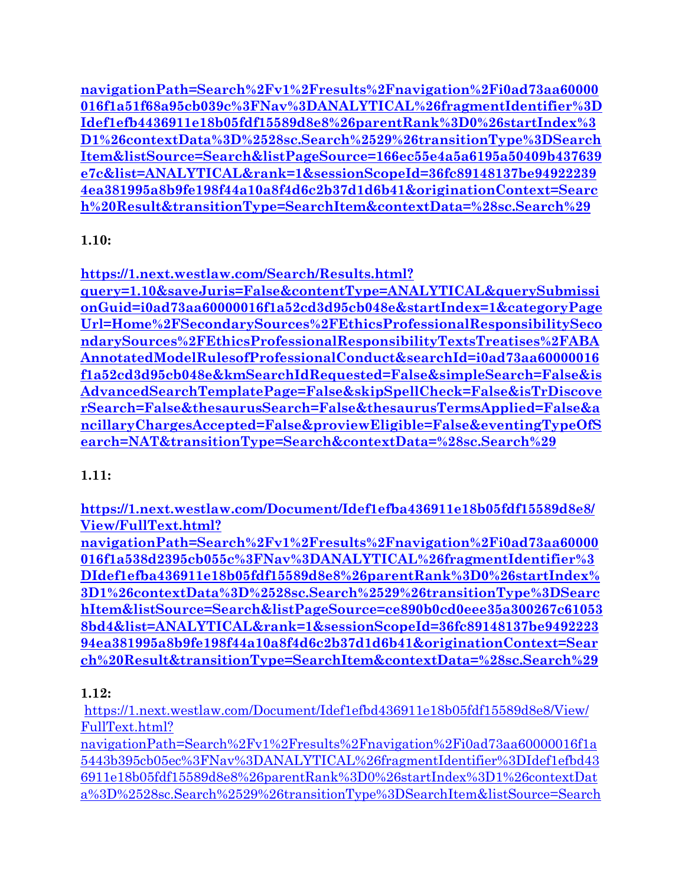**navigationPath=Search%2Fv1%2Fresults%2Fnavigation%2Fi0ad73aa60000016f1a51f68a95cb039c%3FNav%3DANALYTICAL%26fragmentIdentifier%3DIdef1efb4436911e18b05fdf15589d8e8%26parentRank%3D0%26startIndex%3D1%26contextData%3D%2528sc.Search%2529%26transitionType%3DSearchItem&listSource=Search&listPageSource=166ec55e4a5a6195a50409b437639e7c&list=ANALYTICAL&rank=1&sessionScopeId=36fc89148137be949222394ea381995a8b9fe198f44a10a8f4d6c2b37d1d6b41&originationContext=Search%20Result&transitionType=SearchItem&contextData=%28sc.Search%29**

**1.10:**

**https://1.next.westlaw.com/Search/Results.html?query=1.10&saveJuris=False&contentType=ANALYTICAL&querySubmissionGuid=i0ad73aa60000016f1a52cd3d95cb048e&startIndex=1&categoryPageUrl=Home%2FSecondarySources%2FEthicsProfessionalResponsibilitySecondarySources%2FEthicsProfessionalResponsibilityTextsTreatises%2FABAAnnotatedModelRulesofProfessionalConduct&searchId=i0ad73aa60000016f1a52cd3d95cb048e&kmSearchIdRequested=False&simpleSearch=False&isAdvancedSearchTemplatePage=False&skipSpellCheck=False&isTrDiscoverSearch=False&thesaurusSearch=False&thesaurusTermsApplied=False&ancillaryChargesAccepted=False&proviewEligible=False&eventingTypeOfSearch=NAT&transitionType=Search&contextData=%28sc.Search%29**

**1.11:**

**https://1.next.westlaw.com/Document/Idef1efba436911e18b05fdf15589d8e8/View/FullText.html?navigationPath=Search%2Fv1%2Fresults%2Fnavigation%2Fi0ad73aa60000016f1a538d2395cb055c%3FNav%3DANALYTICAL%26fragmentIdentifier%3DIdef1efba436911e18b05fdf15589d8e8%26parentRank%3D0%26startIndex%3D1%26contextData%3D%2528sc.Search%2529%26transitionType%3DSearchItem&listSource=Search&listPageSource=ce890b0cd0eee35a300267c610538bd4&list=ANALYTICAL&rank=1&sessionScopeId=36fc89148137be949222394ea381995a8b9fe198f44a10a8f4d6c2b37d1d6b41&originationContext=Search%20Result&transitionType=SearchItem&contextData=%28sc.Search%29**

**1.12:**

https://1.next.westlaw.com/Document/Idef1efbd436911e18b05fdf15589d8e8/View/FullText.html?navigationPath=Search%2Fv1%2Fresults%2Fnavigation%2Fi0ad73aa60000016f1a5443b395cb05ec%3FNav%3DANALYTICAL%26fragmentIdentifier%3DIdef1efbd436911e18b05fdf15589d8e8%26parentRank%3D0%26startIndex%3D1%26contextData%3D%2528sc.Search%2529%26transitionType%3DSearchItem&listSource=Search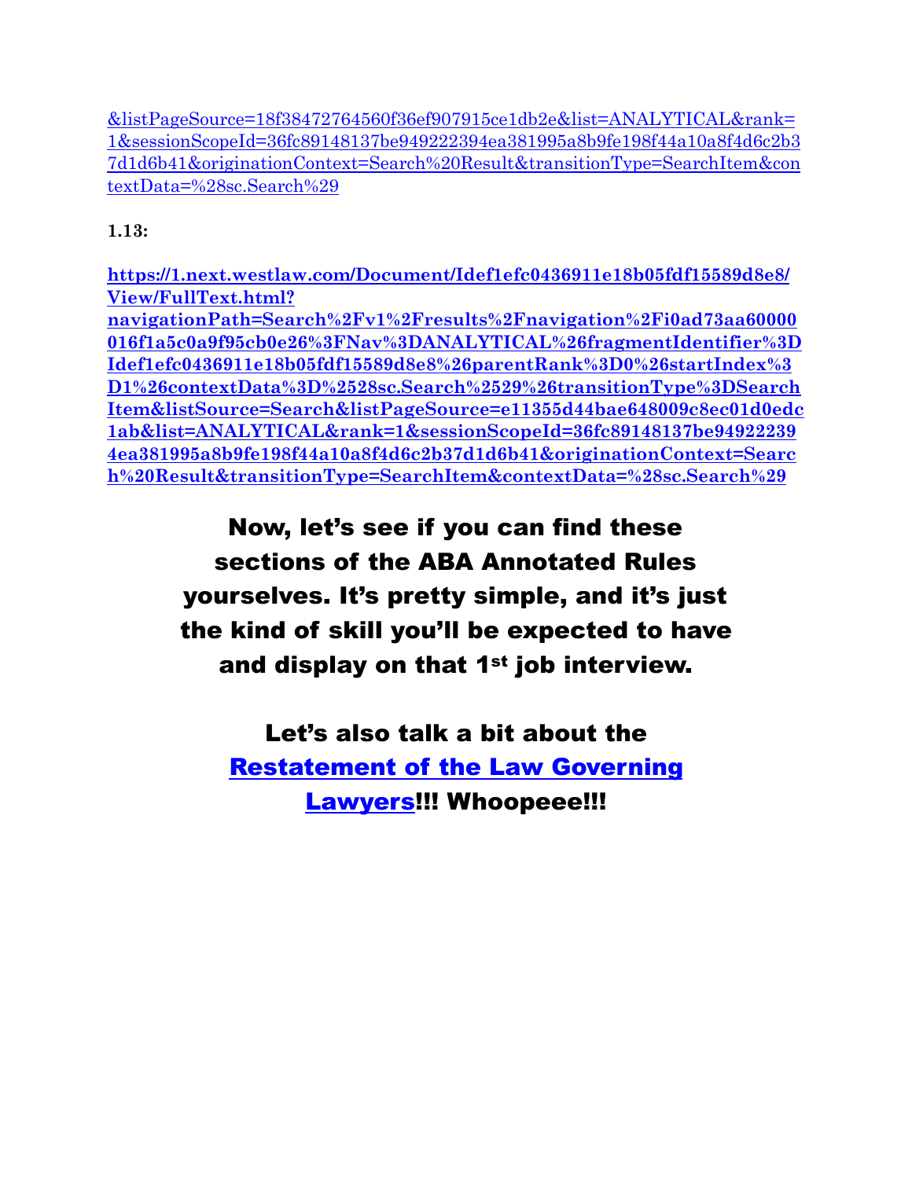&listPageSource=18f38472764560f36ef907915ce1db2e&list=ANALYTICAL&rank=1&sessionScopeId=36fc89148137be949222394ea381995a8b9fe198f44a10a8f4d6c2b37d1d6b41&originationContext=Search%20Result&transitionType=SearchItem&contextData=%28sc.Search%29

**1.13:**

**https://1.next.westlaw.com/Document/Idef1efc0436911e18b05fdf15589d8e8/View/FullText.html?navigationPath=Search%2Fv1%2Fresults%2Fnavigation%2Fi0ad73aa60000016f1a5c0a9f95cb0e26%3FNav%3DANALYTICAL%26fragmentIdentifier%3DIdef1efc0436911e18b05fdf15589d8e8%26parentRank%3D0%26startIndex%3D1%26contextData%3D%2528sc.Search%2529%26transitionType%3DSearchItem&listSource=Search&listPageSource=e11355d44bae648009c8ec01d0edc1ab&list=ANALYTICAL&rank=1&sessionScopeId=36fc89148137be949222394ea381995a8b9fe198f44a10a8f4d6c2b37d1d6b41&originationContext=Search%20Result&transitionType=SearchItem&contextData=%28sc.Search%29**

**Now, let's see if you can find these sections of the ABA Annotated Rules yourselves. It's pretty simple, and it's just the kind of skill you'll be expected to have and display on that 1st job interview.**

**Let's also talk a bit about the Restatement of the Law Governing Lawyers!!! Whoopeee!!!**